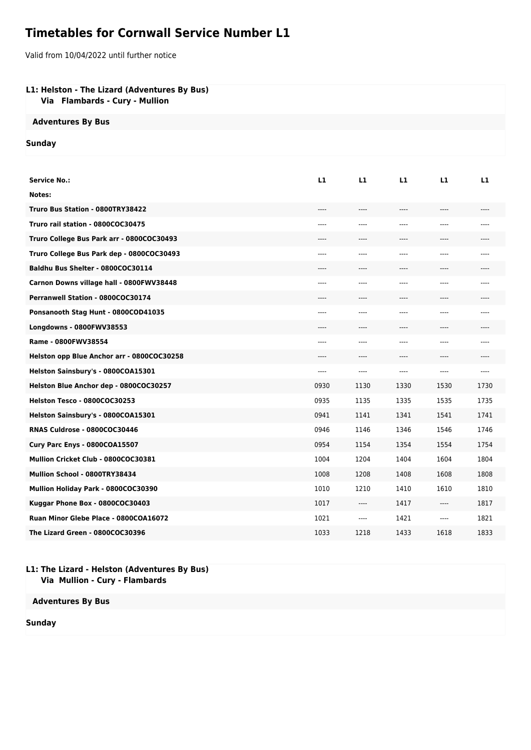# Timetables for Cornwall Service Number L1

Valid from 10/04/2022 until further notice

### L1: Helston - The Lizard (Adventures By Bus)
**Via Flambards - Cury - Mullion**

**Adventures By Bus**

**Sunday**

| Service No.: | L1 | L1 | L1 | L1 | L1 |
|---|---|---|---|---|---|
| Notes: | | | | | |
| Truro Bus Station - 0800TRY38422 | ---- | ---- | ---- | ---- | ---- |
| Truro rail station - 0800COC30475 | ---- | ---- | ---- | ---- | ---- |
| Truro College Bus Park arr - 0800COC30493 | ---- | ---- | ---- | ---- | ---- |
| Truro College Bus Park dep - 0800COC30493 | ---- | ---- | ---- | ---- | ---- |
| Baldhu Bus Shelter - 0800COC30114 | ---- | ---- | ---- | ---- | ---- |
| Carnon Downs village hall - 0800FWV38448 | ---- | ---- | ---- | ---- | ---- |
| Perranwell Station - 0800COC30174 | ---- | ---- | ---- | ---- | ---- |
| Ponsanooth Stag Hunt - 0800COD41035 | ---- | ---- | ---- | ---- | ---- |
| Longdowns - 0800FWV38553 | ---- | ---- | ---- | ---- | ---- |
| Rame - 0800FWV38554 | ---- | ---- | ---- | ---- | ---- |
| Helston opp Blue Anchor arr - 0800COC30258 | ---- | ---- | ---- | ---- | ---- |
| Helston Sainsbury's - 0800COA15301 | ---- | ---- | ---- | ---- | ---- |
| Helston Blue Anchor dep - 0800COC30257 | 0930 | 1130 | 1330 | 1530 | 1730 |
| Helston Tesco - 0800COC30253 | 0935 | 1135 | 1335 | 1535 | 1735 |
| Helston Sainsbury's - 0800COA15301 | 0941 | 1141 | 1341 | 1541 | 1741 |
| RNAS Culdrose - 0800COC30446 | 0946 | 1146 | 1346 | 1546 | 1746 |
| Cury Parc Enys - 0800COA15507 | 0954 | 1154 | 1354 | 1554 | 1754 |
| Mullion Cricket Club - 0800COC30381 | 1004 | 1204 | 1404 | 1604 | 1804 |
| Mullion School - 0800TRY38434 | 1008 | 1208 | 1408 | 1608 | 1808 |
| Mullion Holiday Park - 0800COC30390 | 1010 | 1210 | 1410 | 1610 | 1810 |
| Kuggar Phone Box - 0800COC30403 | 1017 | ---- | 1417 | ---- | 1817 |
| Ruan Minor Glebe Place - 0800COA16072 | 1021 | ---- | 1421 | ---- | 1821 |
| The Lizard Green - 0800COC30396 | 1033 | 1218 | 1433 | 1618 | 1833 |

### L1: The Lizard - Helston (Adventures By Bus)
**Via Mullion - Cury - Flambards**

**Adventures By Bus**

**Sunday**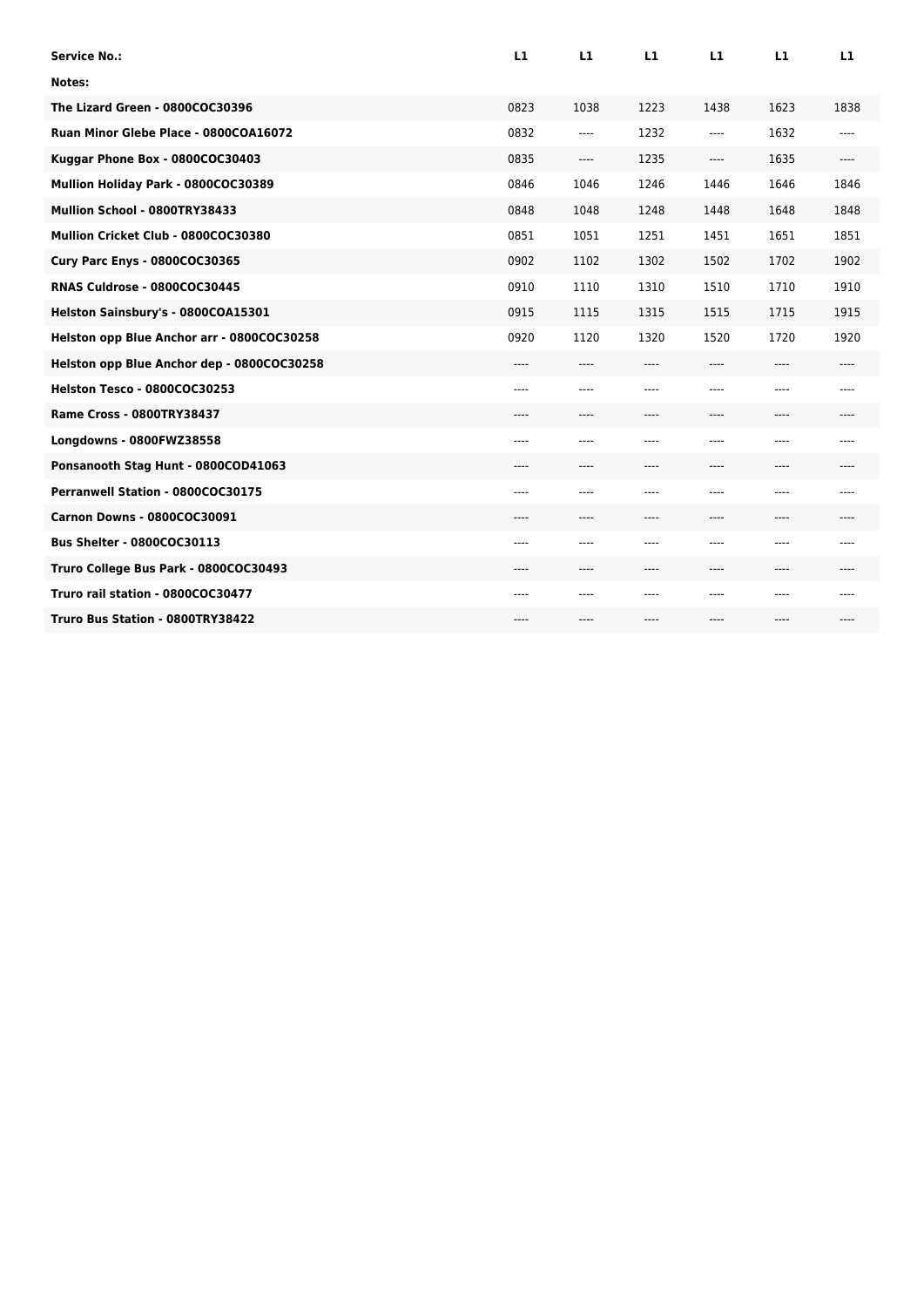| Service No.: | L1 | L1 | L1 | L1 | L1 | L1 |
|---|---|---|---|---|---|---|
| Notes: | | | | | | |
| The Lizard Green - 0800COC30396 | 0823 | 1038 | 1223 | 1438 | 1623 | 1838 |
| Ruan Minor Glebe Place - 0800COA16072 | 0832 | ---- | 1232 | ---- | 1632 | ---- |
| Kuggar Phone Box - 0800COC30403 | 0835 | ---- | 1235 | ---- | 1635 | ---- |
| Mullion Holiday Park - 0800COC30389 | 0846 | 1046 | 1246 | 1446 | 1646 | 1846 |
| Mullion School - 0800TRY38433 | 0848 | 1048 | 1248 | 1448 | 1648 | 1848 |
| Mullion Cricket Club - 0800COC30380 | 0851 | 1051 | 1251 | 1451 | 1651 | 1851 |
| Cury Parc Enys - 0800COC30365 | 0902 | 1102 | 1302 | 1502 | 1702 | 1902 |
| RNAS Culdrose - 0800COC30445 | 0910 | 1110 | 1310 | 1510 | 1710 | 1910 |
| Helston Sainsbury's - 0800COA15301 | 0915 | 1115 | 1315 | 1515 | 1715 | 1915 |
| Helston opp Blue Anchor arr - 0800COC30258 | 0920 | 1120 | 1320 | 1520 | 1720 | 1920 |
| Helston opp Blue Anchor dep - 0800COC30258 | ---- | ---- | ---- | ---- | ---- | ---- |
| Helston Tesco - 0800COC30253 | ---- | ---- | ---- | ---- | ---- | ---- |
| Rame Cross - 0800TRY38437 | ---- | ---- | ---- | ---- | ---- | ---- |
| Longdowns - 0800FWZ38558 | ---- | ---- | ---- | ---- | ---- | ---- |
| Ponsanooth Stag Hunt - 0800COD41063 | ---- | ---- | ---- | ---- | ---- | ---- |
| Perranwell Station - 0800COC30175 | ---- | ---- | ---- | ---- | ---- | ---- |
| Carnon Downs - 0800COC30091 | ---- | ---- | ---- | ---- | ---- | ---- |
| Bus Shelter - 0800COC30113 | ---- | ---- | ---- | ---- | ---- | ---- |
| Truro College Bus Park - 0800COC30493 | ---- | ---- | ---- | ---- | ---- | ---- |
| Truro rail station - 0800COC30477 | ---- | ---- | ---- | ---- | ---- | ---- |
| Truro Bus Station - 0800TRY38422 | ---- | ---- | ---- | ---- | ---- | ---- |